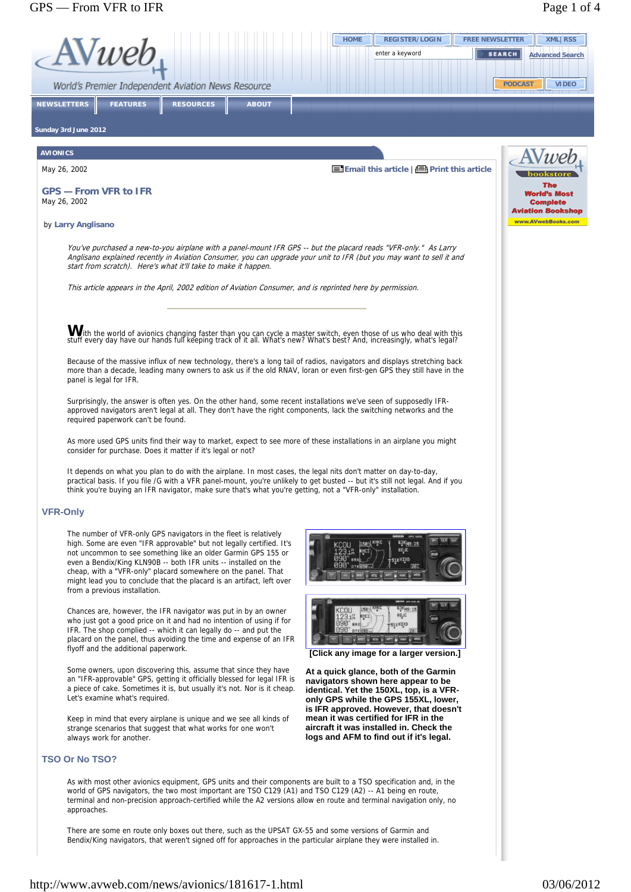AVIONICS

May 26, 2002

## GPS — From VFR to IFR

May 26, 2002

by Larry Anglisano

*You've purchased a new-to-you airplane with a panel-mount IFR GPS -- but the placard reads "VFR-only." As Larry Anglisano explained recently in Aviation Consumer, you can upgrade your unit to IFR (but you may want to sell it and start from scratch). Here's what it'll take to make it happen.*

*This article appears in the April, 2002 edition of Aviation Consumer, and is reprinted here by permission.*

With the world of avionics changing faster than you can cycle a master switch, even those of us who deal with this stuff every day have our hands full keeping track of it all. What's new? What's best? And, increasingly, what's legal?

Because of the massive influx of new technology, there's a long tail of radios, navigators and displays stretching back more than a decade, leading many owners to ask us if the old RNAV, loran or even first-gen GPS they still have in the panel is legal for IFR.

Surprisingly, the answer is often yes. On the other hand, some recent installations we've seen of supposedly IFR-approved navigators aren't legal at all. They don't have the right components, lack the switching networks and the required paperwork can't be found.

As more used GPS units find their way to market, expect to see more of these installations in an airplane you might consider for purchase. Does it matter if it's legal or not?

It depends on what you plan to do with the airplane. In most cases, the legal nits don't matter on day-to-day, practical basis. If you file /G with a VFR panel-mount, you're unlikely to get busted -- but it's still not legal. And if you think you're buying an IFR navigator, make sure that's what you're getting, not a "VFR-only" installation.

### VFR-Only

The number of VFR-only GPS navigators in the fleet is relatively high. Some are even "IFR approvable" but not legally certified. It's not uncommon to see something like an older Garmin GPS 155 or even a Bendix/King KLN90B -- both IFR units -- installed on the cheap, with a "VFR-only" placard somewhere on the panel. That might lead you to conclude that the placard is an artifact, left over from a previous installation.

Chances are, however, the IFR navigator was put in by an owner who just got a good price on it and had no intention of using it for IFR. The shop complied -- which it can legally do -- and put the placard on the panel, thus avoiding the time and expense of an IFR flyoff and the additional paperwork.

Some owners, upon discovering this, assume that since they have an "IFR-approvable" GPS, getting it officially blessed for legal IFR is a piece of cake. Sometimes it is, but usually it's not. Nor is it cheap. Let's examine what's required.

Keep in mind that every airplane is unique and we see all kinds of strange scenarios that suggest that what works for one won't always work for another.

**[Click any image for a larger version.]**

**At a quick glance, both of the Garmin navigators shown here appear to be identical. Yet the 150XL, top, is a VFR-only GPS while the GPS 155XL, lower, is IFR approved. However, that doesn't mean it was certified for IFR in the aircraft it was installed in. Check the logs and AFM to find out if it's legal.**

### TSO Or No TSO?

As with most other avionics equipment, GPS units and their components are built to a TSO specification and, in the world of GPS navigators, the two most important are TSO C129 (A1) and TSO C129 (A2) -- A1 being en route, terminal and non-precision approach-certified while the A2 versions allow en route and terminal navigation only, no approaches.

There are some en route only boxes out there, such as the UPSAT GX-55 and some versions of Garmin and Bendix/King navigators, that weren't signed off for approaches in the particular airplane they were installed in.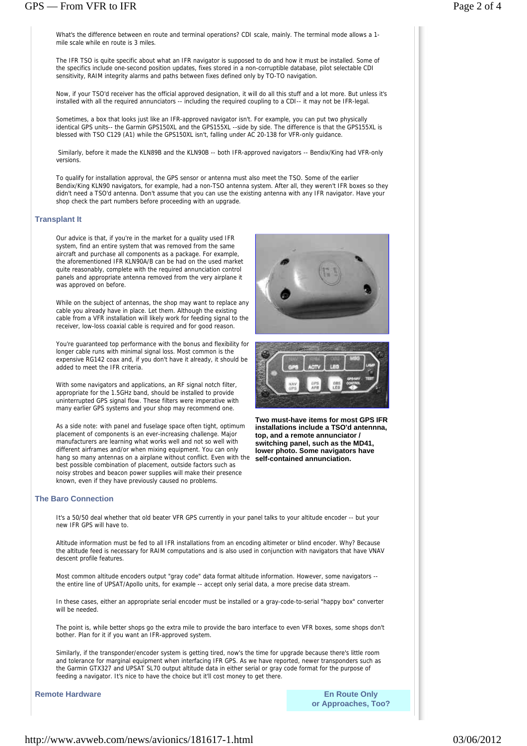What's the difference between en route and terminal operations? CDI scale, mainly. The terminal mode allows a 1-mile scale while en route is 3 miles.

The IFR TSO is quite specific about what an IFR navigator is supposed to do and how it must be installed. Some of the specifics include one-second position updates, fixes stored in a non-corruptible database, pilot selectable CDI sensitivity, RAIM integrity alarms and paths between fixes defined only by TO-TO navigation.

Now, if your TSO'd receiver has the official approved designation, it will do all this stuff and a lot more. But unless it's installed with all the required annunciators -- including the required coupling to a CDI-- it may not be IFR-legal.

Sometimes, a box that looks just like an IFR-approved navigator isn't. For example, you can put two physically identical GPS units-- the Garmin GPS150XL and the GPS155XL --side by side. The difference is that the GPS155XL is blessed with TSO C129 (A1) while the GPS150XL isn't, falling under AC 20-138 for VFR-only guidance.

Similarly, before it made the KLN89B and the KLN90B -- both IFR-approved navigators -- Bendix/King had VFR-only versions.

To qualify for installation approval, the GPS sensor or antenna must also meet the TSO. Some of the earlier Bendix/King KLN90 navigators, for example, had a non-TSO antenna system. After all, they weren't IFR boxes so they didn't need a TSO'd antenna. Don't assume that you can use the existing antenna with any IFR navigator. Have your shop check the part numbers before proceeding with an upgrade.

## Transplant It

Our advice is that, if you're in the market for a quality used IFR system, find an entire system that was removed from the same aircraft and purchase all components as a package. For example, the aforementioned IFR KLN90A/B can be had on the used market quite reasonably, complete with the required annunciation control panels and appropriate antenna removed from the very airplane it was approved on before.

While on the subject of antennas, the shop may want to replace any cable you already have in place. Let them. Although the existing cable from a VFR installation will likely work for feeding signal to the receiver, low-loss coaxial cable is required and for good reason.

You're guaranteed top performance with the bonus and flexibility for longer cable runs with minimal signal loss. Most common is the expensive RG142 coax and, if you don't have it already, it should be added to meet the IFR criteria.

With some navigators and applications, an RF signal notch filter, appropriate for the 1.5GHz band, should be installed to provide uninterrupted GPS signal flow. These filters were imperative with many earlier GPS systems and your shop may recommend one.

As a side note: with panel and fuselage space often tight, optimum placement of components is an ever-increasing challenge. Major manufacturers are learning what works well and not so well with different airframes and/or when mixing equipment. You can only hang so many antennas on a airplane without conflict. Even with the best possible combination of placement, outside factors such as noisy strobes and beacon power supplies will make their presence known, even if they have previously caused no problems.

**Two must-have items for most GPS IFR installations include a TSO'd antennna, top, and a remote annunciator / switching panel, such as the MD41, lower photo. Some navigators have self-contained annunciation.**

## The Baro Connection

It's a 50/50 deal whether that old beater VFR GPS currently in your panel talks to your altitude encoder -- but your new IFR GPS will have to.

Altitude information must be fed to all IFR installations from an encoding altimeter or blind encoder. Why? Because the altitude feed is necessary for RAIM computations and is also used in conjunction with navigators that have VNAV descent profile features.

Most common altitude encoders output "gray code" data format altitude information. However, some navigators -- the entire line of UPSAT/Apollo units, for example -- accept only serial data, a more precise data stream.

In these cases, either an appropriate serial encoder must be installed or a gray-code-to-serial "happy box" converter will be needed.

The point is, while better shops go the extra mile to provide the baro interface to even VFR boxes, some shops don't bother. Plan for it if you want an IFR-approved system.

Similarly, if the transponder/encoder system is getting tired, now's the time for upgrade because there's little room and tolerance for marginal equipment when interfacing IFR GPS. As we have reported, newer transponders such as the Garmin GTX327 and UPSAT SL70 output altitude data in either serial or gray code format for the purpose of feeding a navigator. It's nice to have the choice but it'll cost money to get there.

## Remote Hardware

**En Route Only or Approaches, Too?**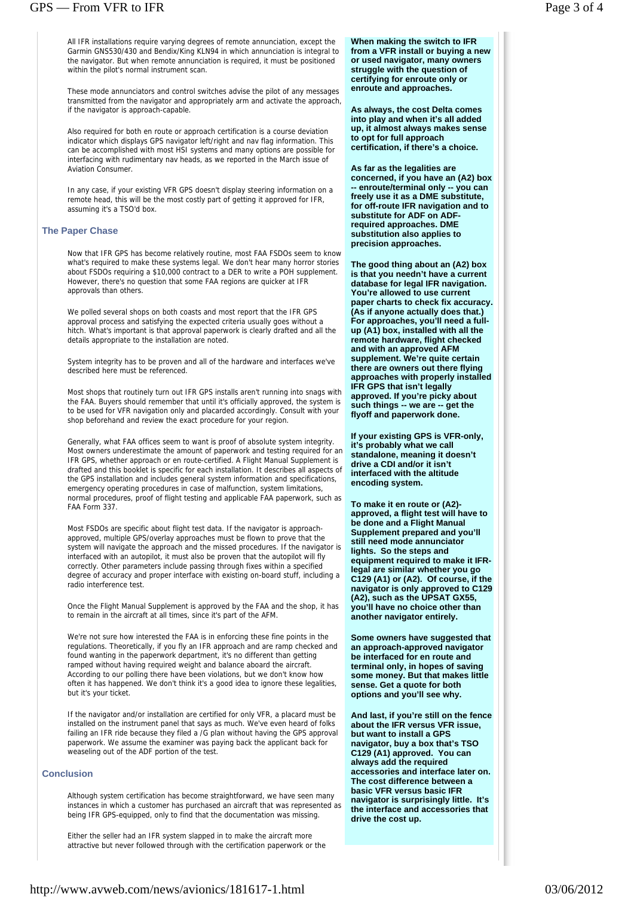All IFR installations require varying degrees of remote annunciation, except the Garmin GNS530/430 and Bendix/King KLN94 in which annunciation is integral to the navigator. But when remote annunciation is required, it must be positioned within the pilot's normal instrument scan.

These mode annunciators and control switches advise the pilot of any messages transmitted from the navigator and appropriately arm and activate the approach, if the navigator is approach-capable.

Also required for both en route or approach certification is a course deviation indicator which displays GPS navigator left/right and nav flag information. This can be accomplished with most HSI systems and many options are possible for interfacing with rudimentary nav heads, as we reported in the March issue of Aviation Consumer.

In any case, if your existing VFR GPS doesn't display steering information on a remote head, this will be the most costly part of getting it approved for IFR, assuming it's a TSO'd box.

### The Paper Chase

Now that IFR GPS has become relatively routine, most FAA FSDOs seem to know what's required to make these systems legal. We don't hear many horror stories about FSDOs requiring a $10,000 contract to a DER to write a POH supplement. However, there's no question that some FAA regions are quicker at IFR approvals than others.

We polled several shops on both coasts and most report that the IFR GPS approval process and satisfying the expected criteria usually goes without a hitch. What's important is that approval paperwork is clearly drafted and all the details appropriate to the installation are noted.

System integrity has to be proven and all of the hardware and interfaces we've described here must be referenced.

Most shops that routinely turn out IFR GPS installs aren't running into snags with the FAA. Buyers should remember that until it's officially approved, the system is to be used for VFR navigation only and placarded accordingly. Consult with your shop beforehand and review the exact procedure for your region.

Generally, what FAA offices seem to want is proof of absolute system integrity. Most owners underestimate the amount of paperwork and testing required for an IFR GPS, whether approach or en route-certified. A Flight Manual Supplement is drafted and this booklet is specific for each installation. It describes all aspects of the GPS installation and includes general system information and specifications, emergency operating procedures in case of malfunction, system limitations, normal procedures, proof of flight testing and applicable FAA paperwork, such as FAA Form 337.

Most FSDOs are specific about flight test data. If the navigator is approach-approved, multiple GPS/overlay approaches must be flown to prove that the system will navigate the approach and the missed procedures. If the navigator is interfaced with an autopilot, it must also be proven that the autopilot will fly correctly. Other parameters include passing through fixes within a specified degree of accuracy and proper interface with existing on-board stuff, including a radio interference test.

Once the Flight Manual Supplement is approved by the FAA and the shop, it has to remain in the aircraft at all times, since it's part of the AFM.

We're not sure how interested the FAA is in enforcing these fine points in the regulations. Theoretically, if you fly an IFR approach and are ramp checked and found wanting in the paperwork department, it's no different than getting ramped without having required weight and balance aboard the aircraft. According to our polling there have been violations, but we don't know how often it has happened. We don't think it's a good idea to ignore these legalities, but it's your ticket.

If the navigator and/or installation are certified for only VFR, a placard must be installed on the instrument panel that says as much. We've even heard of folks failing an IFR ride because they filed a /G plan without having the GPS approval paperwork. We assume the examiner was paying back the applicant back for weaseling out of the ADF portion of the test.

### Conclusion

Although system certification has become straightforward, we have seen many instances in which a customer has purchased an aircraft that was represented as being IFR GPS-equipped, only to find that the documentation was missing.

Either the seller had an IFR system slapped in to make the aircraft more attractive but never followed through with the certification paperwork or the

**When making the switch to IFR from a VFR install or buying a new or used navigator, many owners struggle with the question of certifying for enroute only or enroute and approaches.**

**As always, the cost Delta comes into play and when it's all added up, it almost always makes sense to opt for full approach certification, if there's a choice.**

**As far as the legalities are concerned, if you have an (A2) box -- enroute/terminal only -- you can freely use it as a DME substitute, for off-route IFR navigation and to substitute for ADF on ADF-required approaches. DME substitution also applies to precision approaches.**

**The good thing about an (A2) box is that you needn't have a current database for legal IFR navigation. You're allowed to use current paper charts to check fix accuracy. (As if anyone actually does that.) For approaches, you'll need a full-up (A1) box, installed with all the remote hardware, flight checked and with an approved AFM supplement. We're quite certain there are owners out there flying approaches with properly installed IFR GPS that isn't legally approved. If you're picky about such things -- we are -- get the flyoff and paperwork done.**

**If your existing GPS is VFR-only, it's probably what we call standalone, meaning it doesn't drive a CDI and/or it isn't interfaced with the altitude encoding system.**

**To make it en route or (A2)-approved, a flight test will have to be done and a Flight Manual Supplement prepared and you'll still need mode annunciator lights. So the steps and equipment required to make it IFR-legal are similar whether you go C129 (A1) or (A2). Of course, if the navigator is only approved to C129 (A2), such as the UPSAT GX55, you'll have no choice other than another navigator entirely.**

**Some owners have suggested that an approach-approved navigator be interfaced for en route and terminal only, in hopes of saving some money. But that makes little sense. Get a quote for both options and you'll see why.**

**And last, if you're still on the fence about the IFR versus VFR issue, but want to install a GPS navigator, buy a box that's TSO C129 (A1) approved. You can always add the required accessories and interface later on. The cost difference between a basic VFR versus basic IFR navigator is surprisingly little. It's the interface and accessories that drive the cost up.**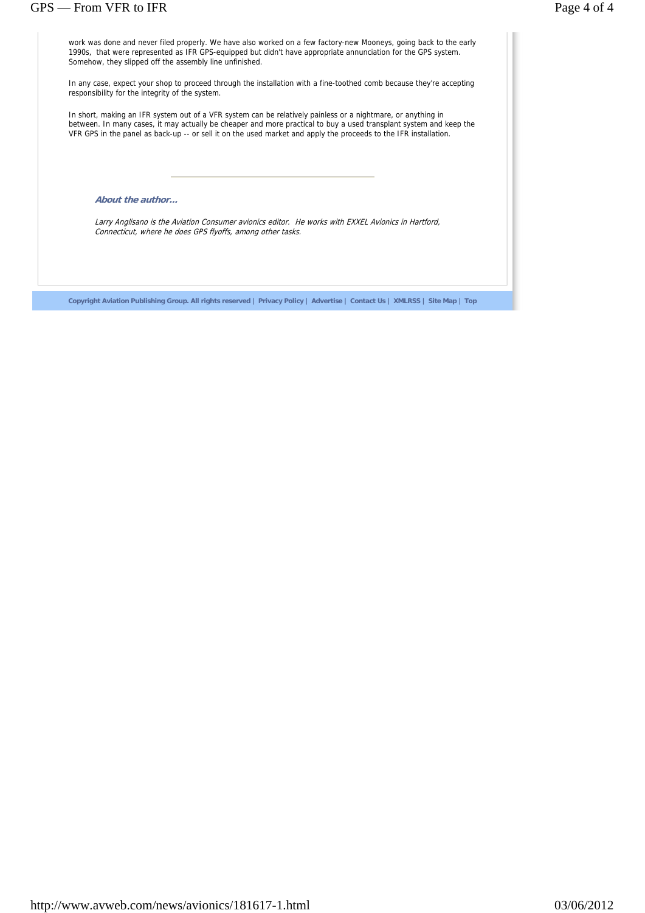work was done and never filed properly. We have also worked on a few factory-new Mooneys, going back to the early 1990s, that were represented as IFR GPS-equipped but didn't have appropriate annunciation for the GPS system. Somehow, they slipped off the assembly line unfinished.

In any case, expect your shop to proceed through the installation with a fine-toothed comb because they're accepting responsibility for the integrity of the system.

In short, making an IFR system out of a VFR system can be relatively painless or a nightmare, or anything in between. In many cases, it may actually be cheaper and more practical to buy a used transplant system and keep the VFR GPS in the panel as back-up -- or sell it on the used market and apply the proceeds to the IFR installation.

---

***About the author...***

*Larry Anglisano is the Aviation Consumer avionics editor. He works with EXXEL Avionics in Hartford, Connecticut, where he does GPS flyoffs, among other tasks.*

**Copyright Aviation Publishing Group. All rights reserved | Privacy Policy | Advertise | Contact Us | XMLRSS | Site Map | Top**